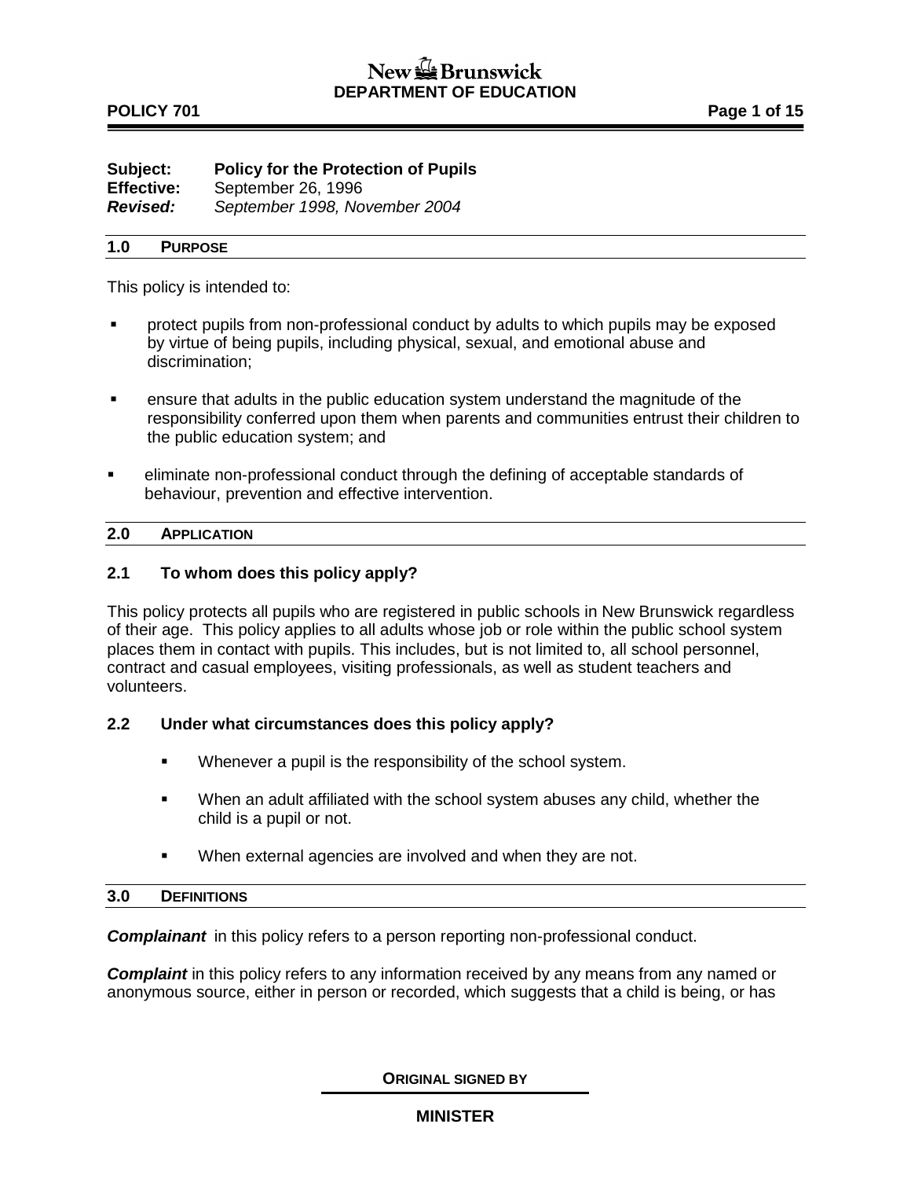**Subject:** **Policy for the Protection of Pupils**
**Effective:** September 26, 1996
***Revised:*** *September 1998, November 2004*

## 1.0 PURPOSE

This policy is intended to:

- protect pupils from non-professional conduct by adults to which pupils may be exposed by virtue of being pupils, including physical, sexual, and emotional abuse and discrimination;
- ensure that adults in the public education system understand the magnitude of the responsibility conferred upon them when parents and communities entrust their children to the public education system; and
- eliminate non-professional conduct through the defining of acceptable standards of behaviour, prevention and effective intervention.

## 2.0 APPLICATION

### 2.1 To whom does this policy apply?

This policy protects all pupils who are registered in public schools in New Brunswick regardless of their age. This policy applies to all adults whose job or role within the public school system places them in contact with pupils. This includes, but is not limited to, all school personnel, contract and casual employees, visiting professionals, as well as student teachers and volunteers.

### 2.2 Under what circumstances does this policy apply?

- Whenever a pupil is the responsibility of the school system.
- When an adult affiliated with the school system abuses any child, whether the child is a pupil or not.
- When external agencies are involved and when they are not.

## 3.0 DEFINITIONS

***Complainant*** in this policy refers to a person reporting non-professional conduct.

***Complaint*** in this policy refers to any information received by any means from any named or anonymous source, either in person or recorded, which suggests that a child is being, or has

**ORIGINAL SIGNED BY**

**MINISTER**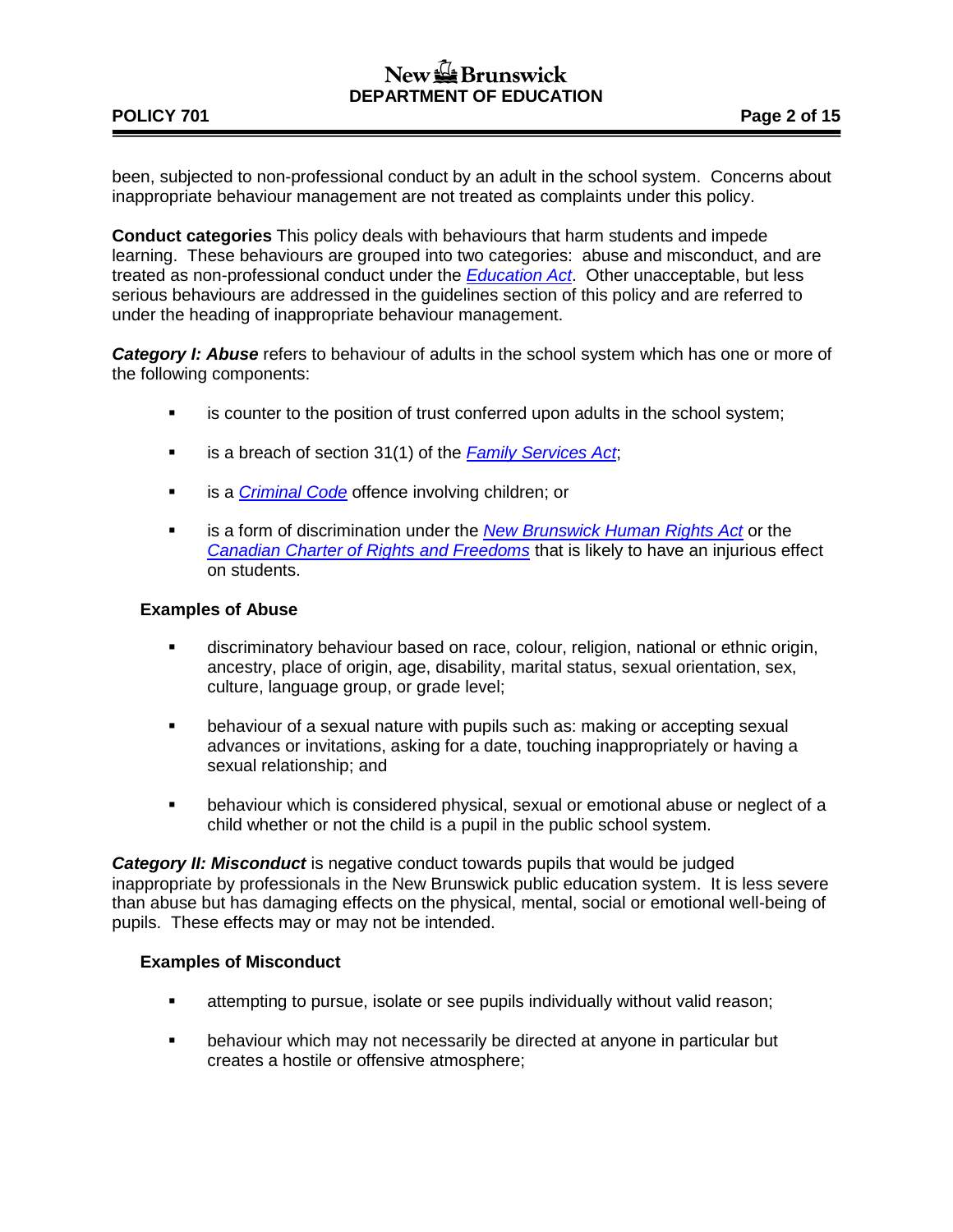been, subjected to non-professional conduct by an adult in the school system. Concerns about inappropriate behaviour management are not treated as complaints under this policy.

**Conduct categories** This policy deals with behaviours that harm students and impede learning. These behaviours are grouped into two categories: abuse and misconduct, and are treated as non-professional conduct under the *Education Act*. Other unacceptable, but less serious behaviours are addressed in the guidelines section of this policy and are referred to under the heading of inappropriate behaviour management.

***Category I: Abuse*** refers to behaviour of adults in the school system which has one or more of the following components:

- is counter to the position of trust conferred upon adults in the school system;
- is a breach of section 31(1) of the *Family Services Act*;
- is a *Criminal Code* offence involving children; or
- is a form of discrimination under the *New Brunswick Human Rights Act* or the *Canadian Charter of Rights and Freedoms* that is likely to have an injurious effect on students.

**Examples of Abuse**

- discriminatory behaviour based on race, colour, religion, national or ethnic origin, ancestry, place of origin, age, disability, marital status, sexual orientation, sex, culture, language group, or grade level;
- behaviour of a sexual nature with pupils such as: making or accepting sexual advances or invitations, asking for a date, touching inappropriately or having a sexual relationship; and
- behaviour which is considered physical, sexual or emotional abuse or neglect of a child whether or not the child is a pupil in the public school system.

***Category II: Misconduct*** is negative conduct towards pupils that would be judged inappropriate by professionals in the New Brunswick public education system. It is less severe than abuse but has damaging effects on the physical, mental, social or emotional well-being of pupils. These effects may or may not be intended.

**Examples of Misconduct**

- attempting to pursue, isolate or see pupils individually without valid reason;
- behaviour which may not necessarily be directed at anyone in particular but creates a hostile or offensive atmosphere;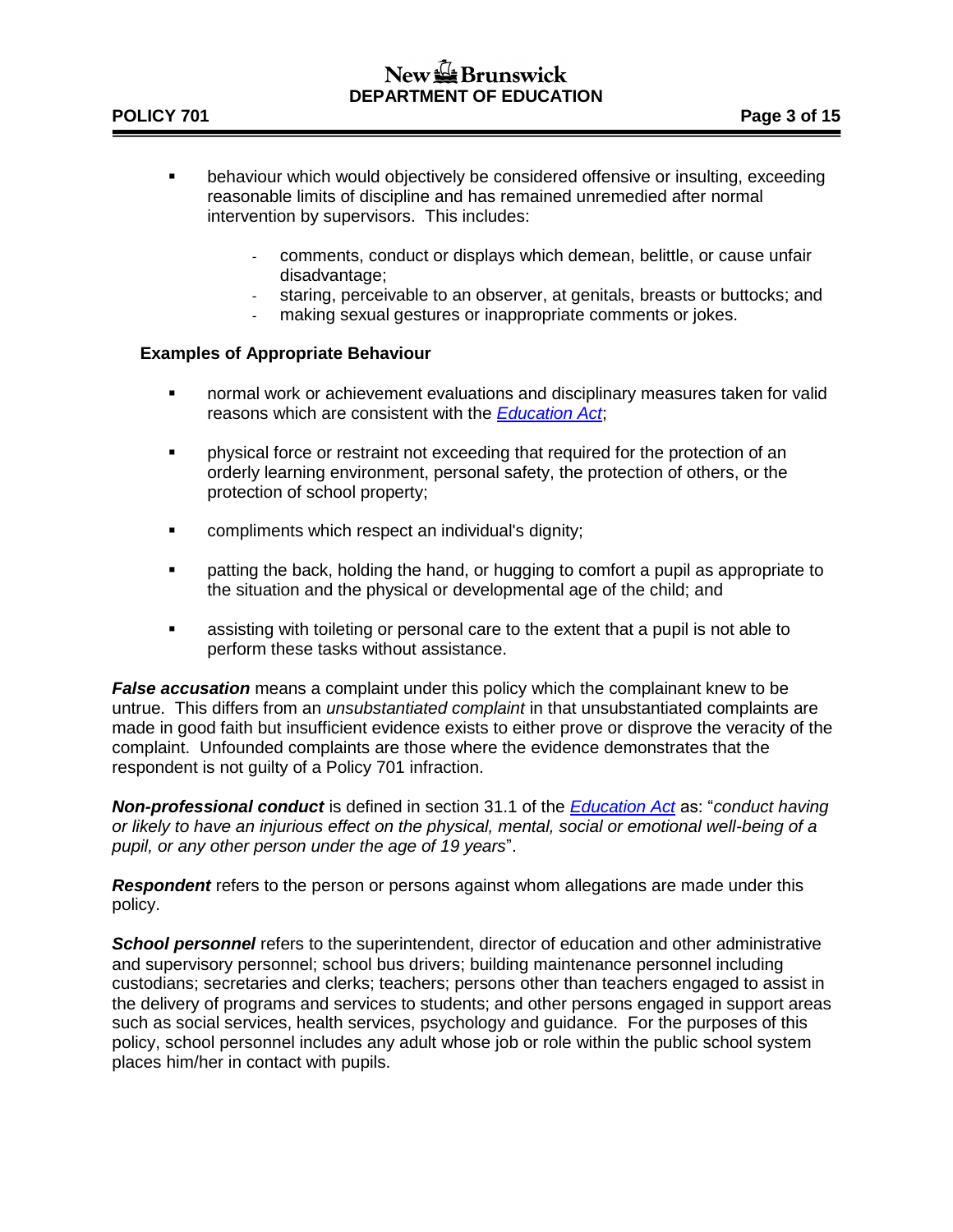- behaviour which would objectively be considered offensive or insulting, exceeding reasonable limits of discipline and has remained unremedied after normal intervention by supervisors. This includes:
  - comments, conduct or displays which demean, belittle, or cause unfair disadvantage;
  - staring, perceivable to an observer, at genitals, breasts or buttocks; and
  - making sexual gestures or inappropriate comments or jokes.

**Examples of Appropriate Behaviour**

- normal work or achievement evaluations and disciplinary measures taken for valid reasons which are consistent with the *Education Act*;
- physical force or restraint not exceeding that required for the protection of an orderly learning environment, personal safety, the protection of others, or the protection of school property;
- compliments which respect an individual's dignity;
- patting the back, holding the hand, or hugging to comfort a pupil as appropriate to the situation and the physical or developmental age of the child; and
- assisting with toileting or personal care to the extent that a pupil is not able to perform these tasks without assistance.

***False accusation*** means a complaint under this policy which the complainant knew to be untrue. This differs from an *unsubstantiated complaint* in that unsubstantiated complaints are made in good faith but insufficient evidence exists to either prove or disprove the veracity of the complaint. Unfounded complaints are those where the evidence demonstrates that the respondent is not guilty of a Policy 701 infraction.

***Non-professional conduct*** is defined in section 31.1 of the *Education Act* as: "*conduct having or likely to have an injurious effect on the physical, mental, social or emotional well-being of a pupil, or any other person under the age of 19 years*".

***Respondent*** refers to the person or persons against whom allegations are made under this policy.

***School personnel*** refers to the superintendent, director of education and other administrative and supervisory personnel; school bus drivers; building maintenance personnel including custodians; secretaries and clerks; teachers; persons other than teachers engaged to assist in the delivery of programs and services to students; and other persons engaged in support areas such as social services, health services, psychology and guidance. For the purposes of this policy, school personnel includes any adult whose job or role within the public school system places him/her in contact with pupils.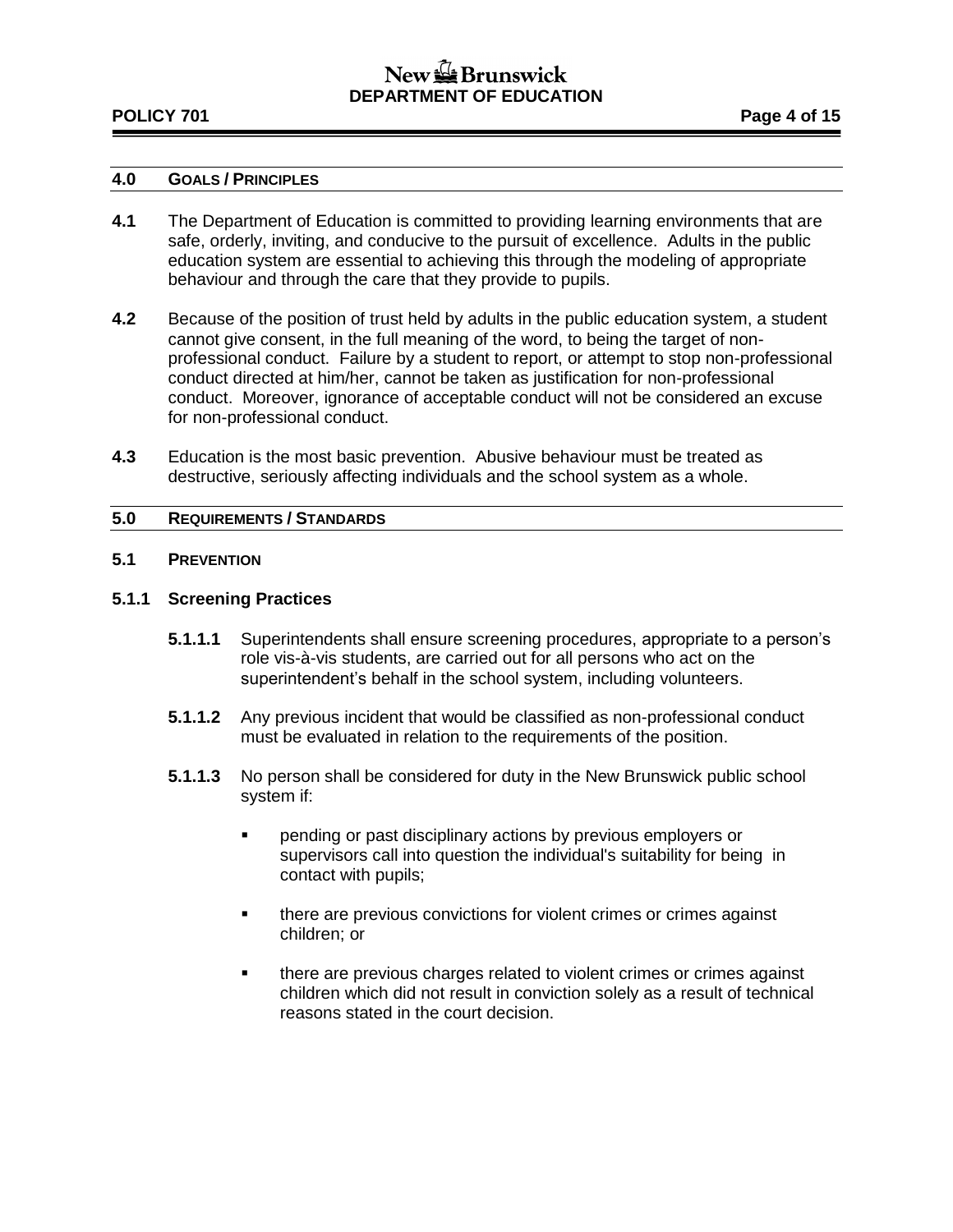## 4.0 GOALS / PRINCIPLES

**4.1** The Department of Education is committed to providing learning environments that are safe, orderly, inviting, and conducive to the pursuit of excellence. Adults in the public education system are essential to achieving this through the modeling of appropriate behaviour and through the care that they provide to pupils.

**4.2** Because of the position of trust held by adults in the public education system, a student cannot give consent, in the full meaning of the word, to being the target of non-professional conduct. Failure by a student to report, or attempt to stop non-professional conduct directed at him/her, cannot be taken as justification for non-professional conduct. Moreover, ignorance of acceptable conduct will not be considered an excuse for non-professional conduct.

**4.3** Education is the most basic prevention. Abusive behaviour must be treated as destructive, seriously affecting individuals and the school system as a whole.

## 5.0 REQUIREMENTS / STANDARDS

### 5.1 PREVENTION

### 5.1.1 Screening Practices

**5.1.1.1** Superintendents shall ensure screening procedures, appropriate to a person's role vis-à-vis students, are carried out for all persons who act on the superintendent's behalf in the school system, including volunteers.

**5.1.1.2** Any previous incident that would be classified as non-professional conduct must be evaluated in relation to the requirements of the position.

**5.1.1.3** No person shall be considered for duty in the New Brunswick public school system if:

- pending or past disciplinary actions by previous employers or supervisors call into question the individual's suitability for being in contact with pupils;
- there are previous convictions for violent crimes or crimes against children; or
- there are previous charges related to violent crimes or crimes against children which did not result in conviction solely as a result of technical reasons stated in the court decision.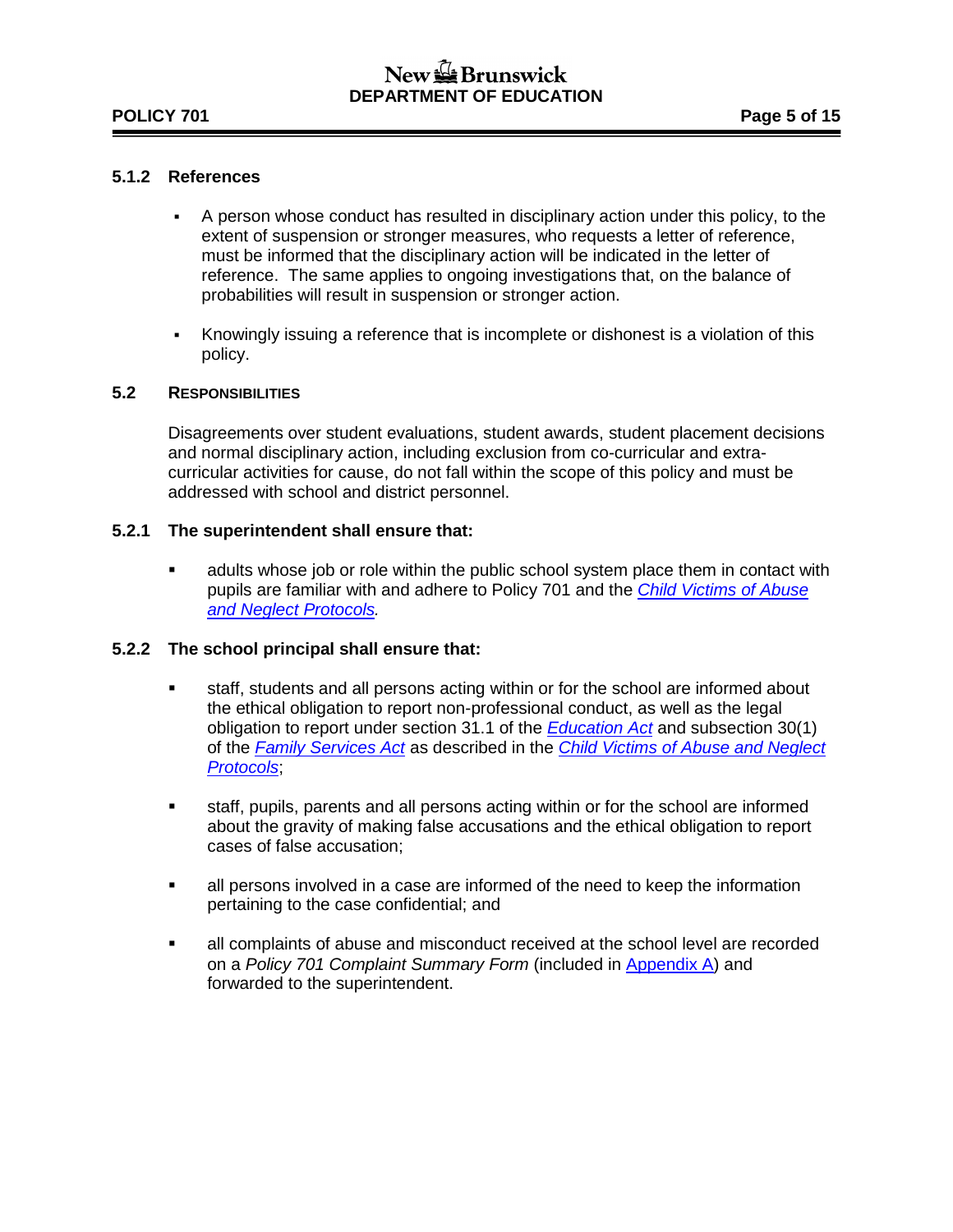### 5.1.2 References

- A person whose conduct has resulted in disciplinary action under this policy, to the extent of suspension or stronger measures, who requests a letter of reference, must be informed that the disciplinary action will be indicated in the letter of reference. The same applies to ongoing investigations that, on the balance of probabilities will result in suspension or stronger action.
- Knowingly issuing a reference that is incomplete or dishonest is a violation of this policy.

## 5.2 RESPONSIBILITIES

Disagreements over student evaluations, student awards, student placement decisions and normal disciplinary action, including exclusion from co-curricular and extra-curricular activities for cause, do not fall within the scope of this policy and must be addressed with school and district personnel.

### 5.2.1 The superintendent shall ensure that:

- adults whose job or role within the public school system place them in contact with pupils are familiar with and adhere to Policy 701 and the *Child Victims of Abuse and Neglect Protocols.*

### 5.2.2 The school principal shall ensure that:

- staff, students and all persons acting within or for the school are informed about the ethical obligation to report non-professional conduct, as well as the legal obligation to report under section 31.1 of the *Education Act* and subsection 30(1) of the *Family Services Act* as described in the *Child Victims of Abuse and Neglect Protocols*;
- staff, pupils, parents and all persons acting within or for the school are informed about the gravity of making false accusations and the ethical obligation to report cases of false accusation;
- all persons involved in a case are informed of the need to keep the information pertaining to the case confidential; and
- all complaints of abuse and misconduct received at the school level are recorded on a *Policy 701 Complaint Summary Form* (included in Appendix A) and forwarded to the superintendent.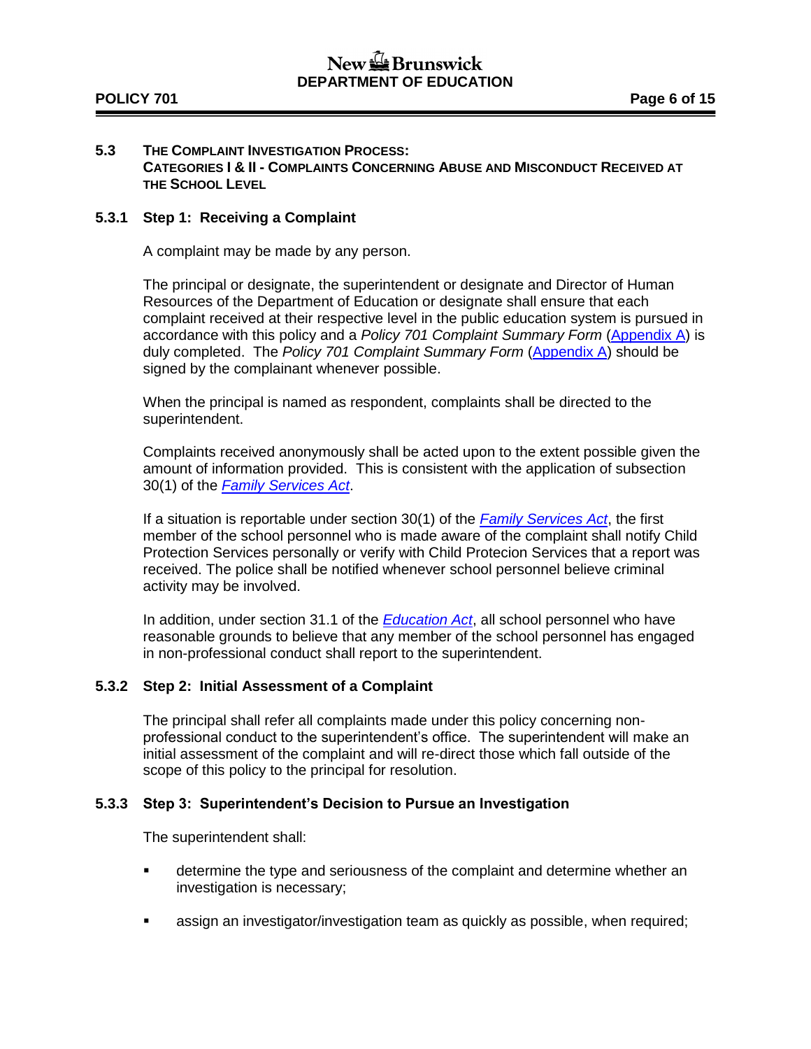## 5.3 THE COMPLAINT INVESTIGATION PROCESS: CATEGORIES I & II - COMPLAINTS CONCERNING ABUSE AND MISCONDUCT RECEIVED AT THE SCHOOL LEVEL

### 5.3.1 Step 1: Receiving a Complaint

A complaint may be made by any person.

The principal or designate, the superintendent or designate and Director of Human Resources of the Department of Education or designate shall ensure that each complaint received at their respective level in the public education system is pursued in accordance with this policy and a *Policy 701 Complaint Summary Form* (Appendix A) is duly completed. The *Policy 701 Complaint Summary Form* (Appendix A) should be signed by the complainant whenever possible.

When the principal is named as respondent, complaints shall be directed to the superintendent.

Complaints received anonymously shall be acted upon to the extent possible given the amount of information provided. This is consistent with the application of subsection 30(1) of the *Family Services Act*.

If a situation is reportable under section 30(1) of the *Family Services Act*, the first member of the school personnel who is made aware of the complaint shall notify Child Protection Services personally or verify with Child Protecion Services that a report was received. The police shall be notified whenever school personnel believe criminal activity may be involved.

In addition, under section 31.1 of the *Education Act*, all school personnel who have reasonable grounds to believe that any member of the school personnel has engaged in non-professional conduct shall report to the superintendent.

### 5.3.2 Step 2: Initial Assessment of a Complaint

The principal shall refer all complaints made under this policy concerning non-professional conduct to the superintendent's office. The superintendent will make an initial assessment of the complaint and will re-direct those which fall outside of the scope of this policy to the principal for resolution.

### 5.3.3 Step 3: Superintendent's Decision to Pursue an Investigation

The superintendent shall:

- determine the type and seriousness of the complaint and determine whether an investigation is necessary;
- assign an investigator/investigation team as quickly as possible, when required;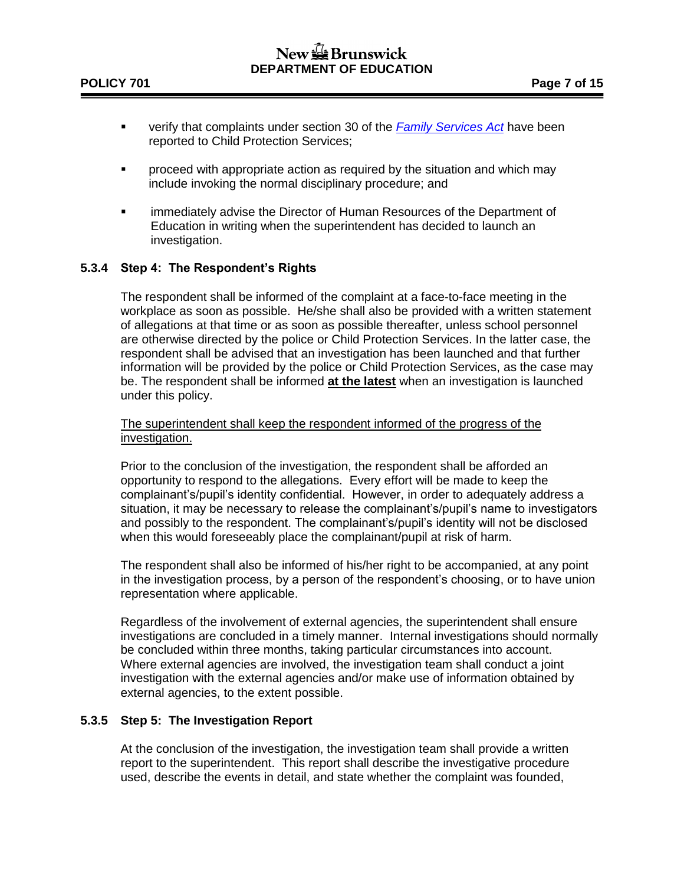- verify that complaints under section 30 of the *Family Services Act* have been reported to Child Protection Services;

- proceed with appropriate action as required by the situation and which may include invoking the normal disciplinary procedure; and

- immediately advise the Director of Human Resources of the Department of Education in writing when the superintendent has decided to launch an investigation.

### 5.3.4 Step 4: The Respondent's Rights

The respondent shall be informed of the complaint at a face-to-face meeting in the workplace as soon as possible. He/she shall also be provided with a written statement of allegations at that time or as soon as possible thereafter, unless school personnel are otherwise directed by the police or Child Protection Services. In the latter case, the respondent shall be advised that an investigation has been launched and that further information will be provided by the police or Child Protection Services, as the case may be. The respondent shall be informed **at the latest** when an investigation is launched under this policy.

The superintendent shall keep the respondent informed of the progress of the investigation.

Prior to the conclusion of the investigation, the respondent shall be afforded an opportunity to respond to the allegations. Every effort will be made to keep the complainant's/pupil's identity confidential. However, in order to adequately address a situation, it may be necessary to release the complainant's/pupil's name to investigators and possibly to the respondent. The complainant's/pupil's identity will not be disclosed when this would foreseeably place the complainant/pupil at risk of harm.

The respondent shall also be informed of his/her right to be accompanied, at any point in the investigation process, by a person of the respondent's choosing, or to have union representation where applicable.

Regardless of the involvement of external agencies, the superintendent shall ensure investigations are concluded in a timely manner. Internal investigations should normally be concluded within three months, taking particular circumstances into account. Where external agencies are involved, the investigation team shall conduct a joint investigation with the external agencies and/or make use of information obtained by external agencies, to the extent possible.

### 5.3.5 Step 5: The Investigation Report

At the conclusion of the investigation, the investigation team shall provide a written report to the superintendent. This report shall describe the investigative procedure used, describe the events in detail, and state whether the complaint was founded,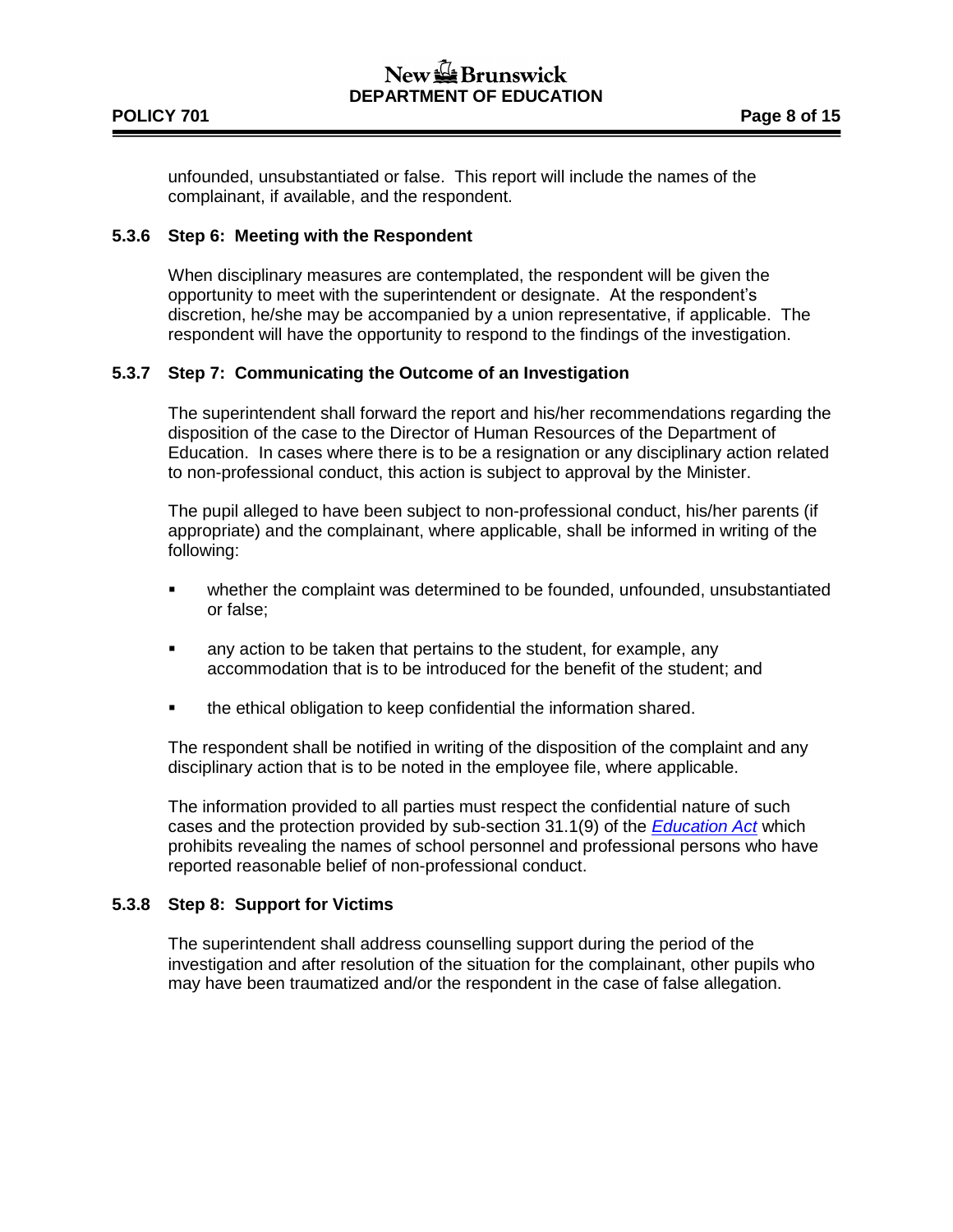unfounded, unsubstantiated or false. This report will include the names of the complainant, if available, and the respondent.

### 5.3.6 Step 6: Meeting with the Respondent

When disciplinary measures are contemplated, the respondent will be given the opportunity to meet with the superintendent or designate. At the respondent's discretion, he/she may be accompanied by a union representative, if applicable. The respondent will have the opportunity to respond to the findings of the investigation.

### 5.3.7 Step 7: Communicating the Outcome of an Investigation

The superintendent shall forward the report and his/her recommendations regarding the disposition of the case to the Director of Human Resources of the Department of Education. In cases where there is to be a resignation or any disciplinary action related to non-professional conduct, this action is subject to approval by the Minister.

The pupil alleged to have been subject to non-professional conduct, his/her parents (if appropriate) and the complainant, where applicable, shall be informed in writing of the following:

- whether the complaint was determined to be founded, unfounded, unsubstantiated or false;
- any action to be taken that pertains to the student, for example, any accommodation that is to be introduced for the benefit of the student; and
- the ethical obligation to keep confidential the information shared.

The respondent shall be notified in writing of the disposition of the complaint and any disciplinary action that is to be noted in the employee file, where applicable.

The information provided to all parties must respect the confidential nature of such cases and the protection provided by sub-section 31.1(9) of the *Education Act* which prohibits revealing the names of school personnel and professional persons who have reported reasonable belief of non-professional conduct.

### 5.3.8 Step 8: Support for Victims

The superintendent shall address counselling support during the period of the investigation and after resolution of the situation for the complainant, other pupils who may have been traumatized and/or the respondent in the case of false allegation.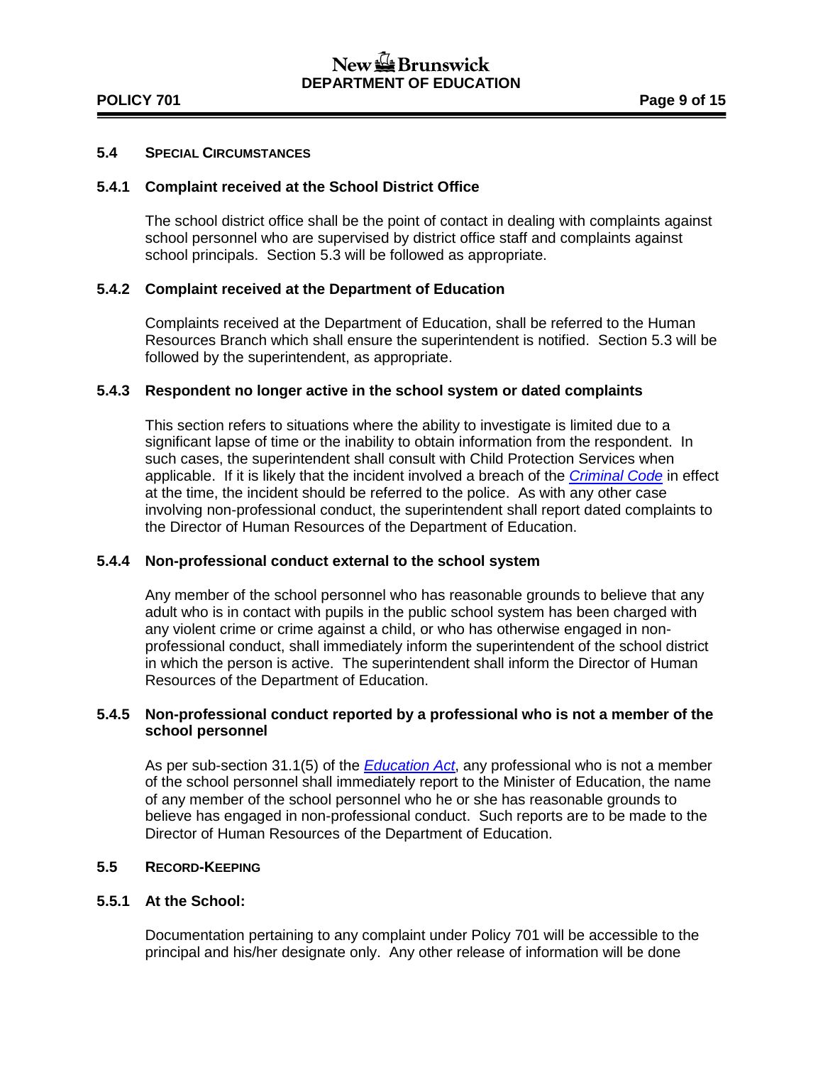### 5.4 SPECIAL CIRCUMSTANCES

#### 5.4.1 Complaint received at the School District Office

The school district office shall be the point of contact in dealing with complaints against school personnel who are supervised by district office staff and complaints against school principals. Section 5.3 will be followed as appropriate.

#### 5.4.2 Complaint received at the Department of Education

Complaints received at the Department of Education, shall be referred to the Human Resources Branch which shall ensure the superintendent is notified. Section 5.3 will be followed by the superintendent, as appropriate.

#### 5.4.3 Respondent no longer active in the school system or dated complaints

This section refers to situations where the ability to investigate is limited due to a significant lapse of time or the inability to obtain information from the respondent. In such cases, the superintendent shall consult with Child Protection Services when applicable. If it is likely that the incident involved a breach of the *Criminal Code* in effect at the time, the incident should be referred to the police. As with any other case involving non-professional conduct, the superintendent shall report dated complaints to the Director of Human Resources of the Department of Education.

#### 5.4.4 Non-professional conduct external to the school system

Any member of the school personnel who has reasonable grounds to believe that any adult who is in contact with pupils in the public school system has been charged with any violent crime or crime against a child, or who has otherwise engaged in non-professional conduct, shall immediately inform the superintendent of the school district in which the person is active. The superintendent shall inform the Director of Human Resources of the Department of Education.

#### 5.4.5 Non-professional conduct reported by a professional who is not a member of the school personnel

As per sub-section 31.1(5) of the *Education Act*, any professional who is not a member of the school personnel shall immediately report to the Minister of Education, the name of any member of the school personnel who he or she has reasonable grounds to believe has engaged in non-professional conduct. Such reports are to be made to the Director of Human Resources of the Department of Education.

### 5.5 RECORD-KEEPING

#### 5.5.1 At the School:

Documentation pertaining to any complaint under Policy 701 will be accessible to the principal and his/her designate only. Any other release of information will be done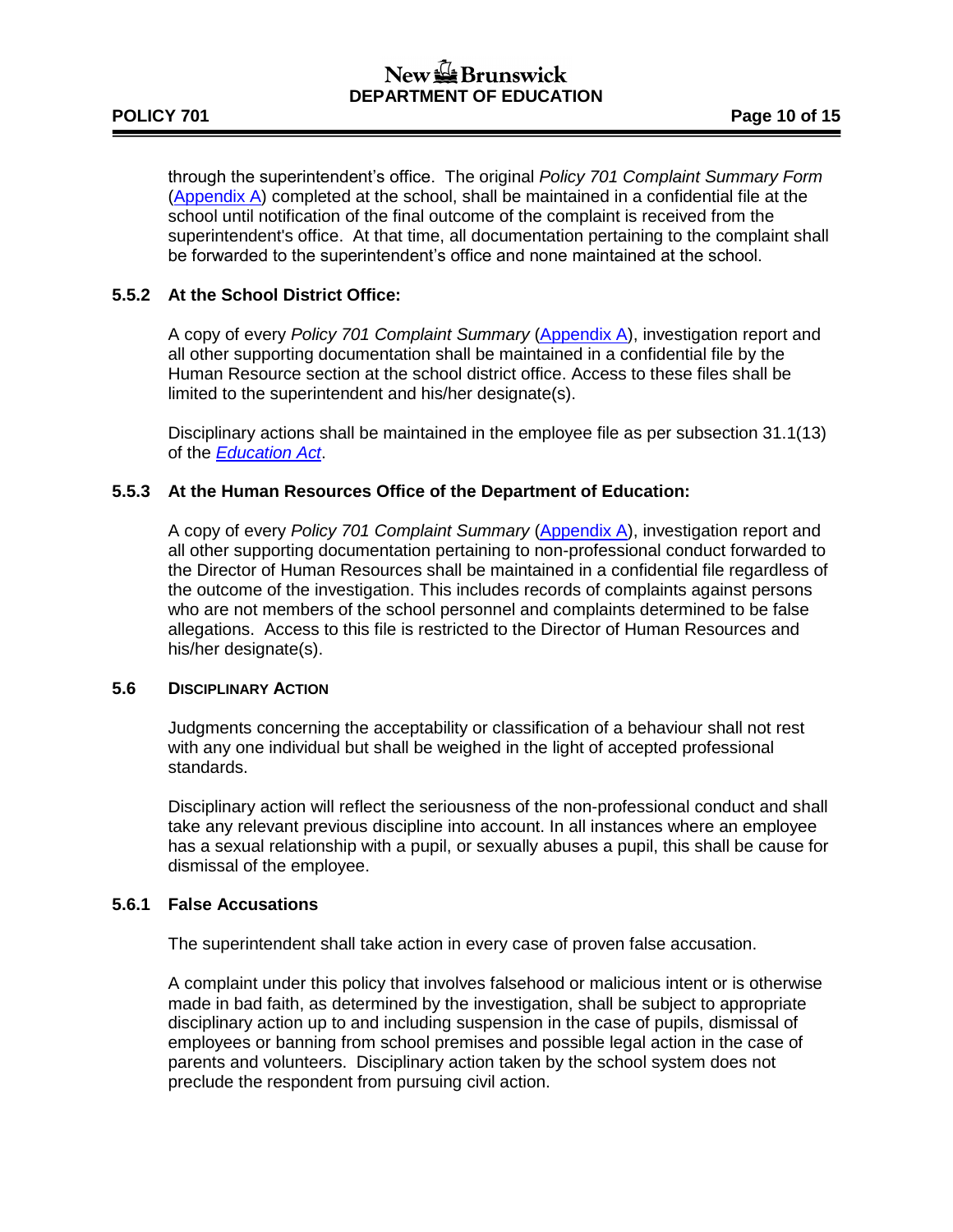through the superintendent's office. The original *Policy 701 Complaint Summary Form* (Appendix A) completed at the school, shall be maintained in a confidential file at the school until notification of the final outcome of the complaint is received from the superintendent's office. At that time, all documentation pertaining to the complaint shall be forwarded to the superintendent's office and none maintained at the school.

### 5.5.2 At the School District Office:

A copy of every *Policy 701 Complaint Summary* (Appendix A), investigation report and all other supporting documentation shall be maintained in a confidential file by the Human Resource section at the school district office. Access to these files shall be limited to the superintendent and his/her designate(s).

Disciplinary actions shall be maintained in the employee file as per subsection 31.1(13) of the *Education Act*.

### 5.5.3 At the Human Resources Office of the Department of Education:

A copy of every *Policy 701 Complaint Summary* (Appendix A), investigation report and all other supporting documentation pertaining to non-professional conduct forwarded to the Director of Human Resources shall be maintained in a confidential file regardless of the outcome of the investigation. This includes records of complaints against persons who are not members of the school personnel and complaints determined to be false allegations. Access to this file is restricted to the Director of Human Resources and his/her designate(s).

## 5.6 DISCIPLINARY ACTION

Judgments concerning the acceptability or classification of a behaviour shall not rest with any one individual but shall be weighed in the light of accepted professional standards.

Disciplinary action will reflect the seriousness of the non-professional conduct and shall take any relevant previous discipline into account. In all instances where an employee has a sexual relationship with a pupil, or sexually abuses a pupil, this shall be cause for dismissal of the employee.

### 5.6.1 False Accusations

The superintendent shall take action in every case of proven false accusation.

A complaint under this policy that involves falsehood or malicious intent or is otherwise made in bad faith, as determined by the investigation, shall be subject to appropriate disciplinary action up to and including suspension in the case of pupils, dismissal of employees or banning from school premises and possible legal action in the case of parents and volunteers. Disciplinary action taken by the school system does not preclude the respondent from pursuing civil action.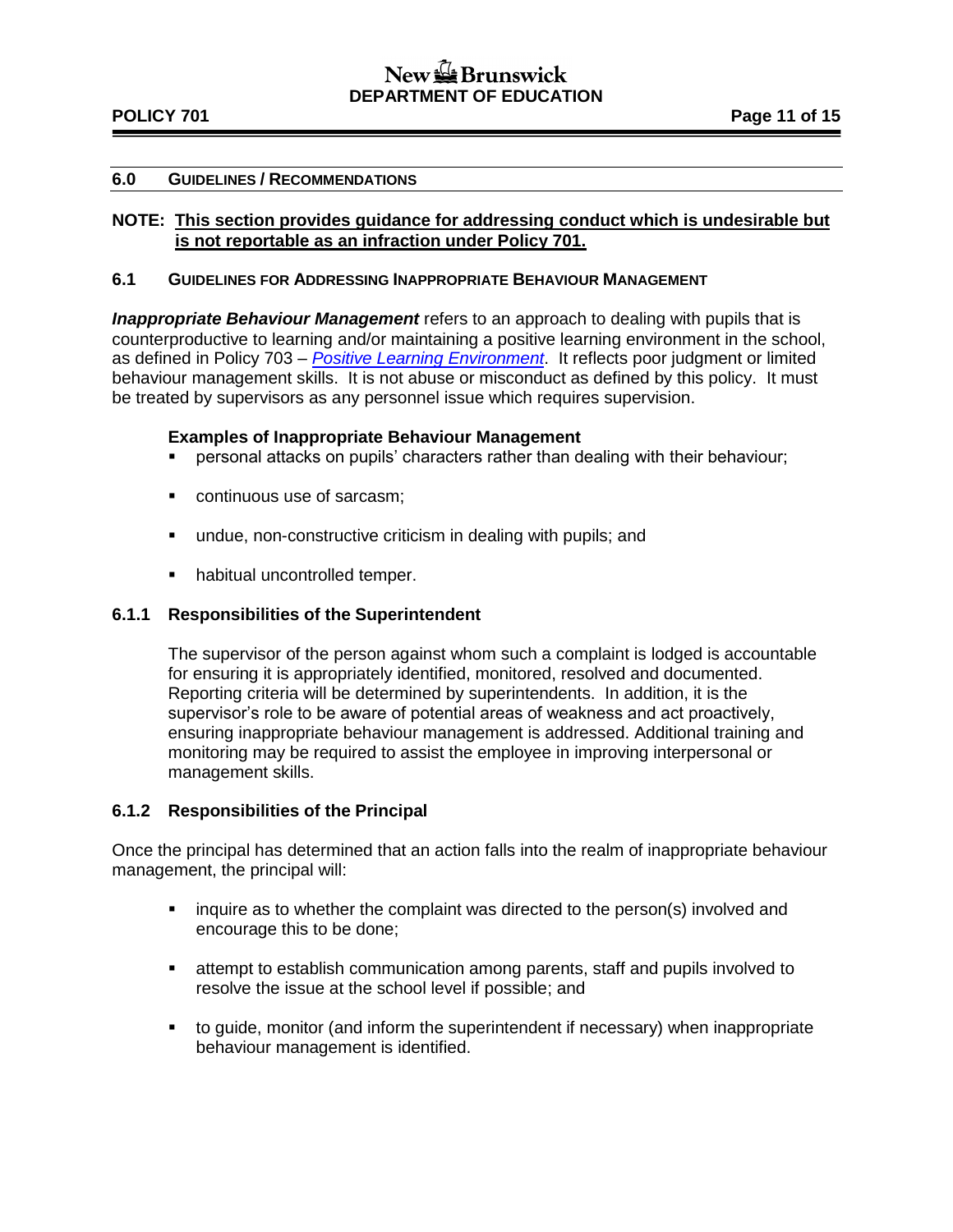## 6.0 GUIDELINES / RECOMMENDATIONS

**NOTE: This section provides guidance for addressing conduct which is undesirable but is not reportable as an infraction under Policy 701.**

### 6.1 GUIDELINES FOR ADDRESSING INAPPROPRIATE BEHAVIOUR MANAGEMENT

***Inappropriate Behaviour Management*** refers to an approach to dealing with pupils that is counterproductive to learning and/or maintaining a positive learning environment in the school, as defined in Policy 703 – *Positive Learning Environment*. It reflects poor judgment or limited behaviour management skills. It is not abuse or misconduct as defined by this policy. It must be treated by supervisors as any personnel issue which requires supervision.

**Examples of Inappropriate Behaviour Management**

- personal attacks on pupils' characters rather than dealing with their behaviour;
- continuous use of sarcasm;
- undue, non-constructive criticism in dealing with pupils; and
- habitual uncontrolled temper.

#### 6.1.1 Responsibilities of the Superintendent

The supervisor of the person against whom such a complaint is lodged is accountable for ensuring it is appropriately identified, monitored, resolved and documented. Reporting criteria will be determined by superintendents. In addition, it is the supervisor's role to be aware of potential areas of weakness and act proactively, ensuring inappropriate behaviour management is addressed. Additional training and monitoring may be required to assist the employee in improving interpersonal or management skills.

#### 6.1.2 Responsibilities of the Principal

Once the principal has determined that an action falls into the realm of inappropriate behaviour management, the principal will:

- inquire as to whether the complaint was directed to the person(s) involved and encourage this to be done;
- attempt to establish communication among parents, staff and pupils involved to resolve the issue at the school level if possible; and
- to guide, monitor (and inform the superintendent if necessary) when inappropriate behaviour management is identified.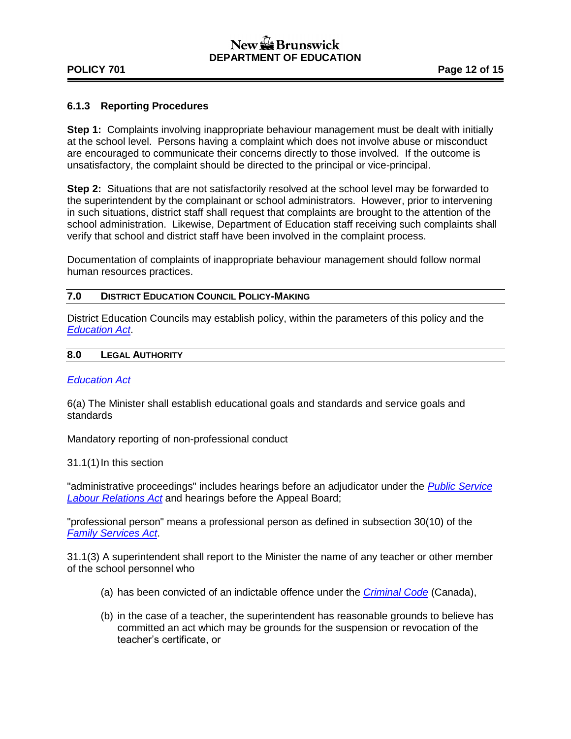### 6.1.3 Reporting Procedures

**Step 1:** Complaints involving inappropriate behaviour management must be dealt with initially at the school level. Persons having a complaint which does not involve abuse or misconduct are encouraged to communicate their concerns directly to those involved. If the outcome is unsatisfactory, the complaint should be directed to the principal or vice-principal.

**Step 2:** Situations that are not satisfactorily resolved at the school level may be forwarded to the superintendent by the complainant or school administrators. However, prior to intervening in such situations, district staff shall request that complaints are brought to the attention of the school administration. Likewise, Department of Education staff receiving such complaints shall verify that school and district staff have been involved in the complaint process.

Documentation of complaints of inappropriate behaviour management should follow normal human resources practices.

## 7.0 DISTRICT EDUCATION COUNCIL POLICY-MAKING

District Education Councils may establish policy, within the parameters of this policy and the *Education Act*.

## 8.0 LEGAL AUTHORITY

*Education Act*

6(a) The Minister shall establish educational goals and standards and service goals and standards

Mandatory reporting of non-professional conduct

31.1(1) In this section

"administrative proceedings" includes hearings before an adjudicator under the *Public Service Labour Relations Act* and hearings before the Appeal Board;

"professional person" means a professional person as defined in subsection 30(10) of the *Family Services Act*.

31.1(3) A superintendent shall report to the Minister the name of any teacher or other member of the school personnel who

(a) has been convicted of an indictable offence under the *Criminal Code* (Canada),

(b) in the case of a teacher, the superintendent has reasonable grounds to believe has committed an act which may be grounds for the suspension or revocation of the teacher's certificate, or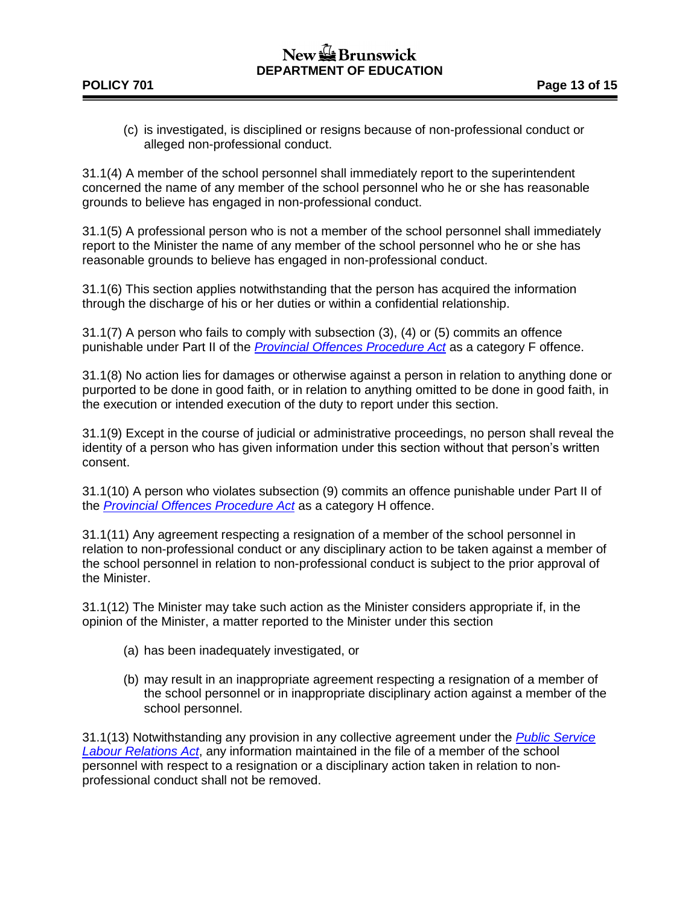(c) is investigated, is disciplined or resigns because of non-professional conduct or alleged non-professional conduct.

31.1(4) A member of the school personnel shall immediately report to the superintendent concerned the name of any member of the school personnel who he or she has reasonable grounds to believe has engaged in non-professional conduct.

31.1(5) A professional person who is not a member of the school personnel shall immediately report to the Minister the name of any member of the school personnel who he or she has reasonable grounds to believe has engaged in non-professional conduct.

31.1(6) This section applies notwithstanding that the person has acquired the information through the discharge of his or her duties or within a confidential relationship.

31.1(7) A person who fails to comply with subsection (3), (4) or (5) commits an offence punishable under Part II of the *Provincial Offences Procedure Act* as a category F offence.

31.1(8) No action lies for damages or otherwise against a person in relation to anything done or purported to be done in good faith, or in relation to anything omitted to be done in good faith, in the execution or intended execution of the duty to report under this section.

31.1(9) Except in the course of judicial or administrative proceedings, no person shall reveal the identity of a person who has given information under this section without that person's written consent.

31.1(10) A person who violates subsection (9) commits an offence punishable under Part II of the *Provincial Offences Procedure Act* as a category H offence.

31.1(11) Any agreement respecting a resignation of a member of the school personnel in relation to non-professional conduct or any disciplinary action to be taken against a member of the school personnel in relation to non-professional conduct is subject to the prior approval of the Minister.

31.1(12) The Minister may take such action as the Minister considers appropriate if, in the opinion of the Minister, a matter reported to the Minister under this section

(a) has been inadequately investigated, or

(b) may result in an inappropriate agreement respecting a resignation of a member of the school personnel or in inappropriate disciplinary action against a member of the school personnel.

31.1(13) Notwithstanding any provision in any collective agreement under the *Public Service Labour Relations Act*, any information maintained in the file of a member of the school personnel with respect to a resignation or a disciplinary action taken in relation to non-professional conduct shall not be removed.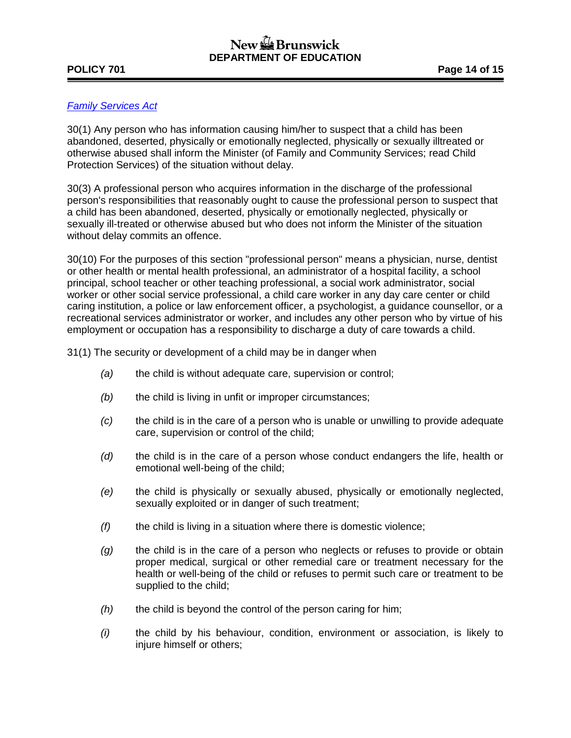*Family Services Act*

30(1) Any person who has information causing him/her to suspect that a child has been abandoned, deserted, physically or emotionally neglected, physically or sexually illtreated or otherwise abused shall inform the Minister (of Family and Community Services; read Child Protection Services) of the situation without delay.

30(3) A professional person who acquires information in the discharge of the professional person's responsibilities that reasonably ought to cause the professional person to suspect that a child has been abandoned, deserted, physically or emotionally neglected, physically or sexually ill-treated or otherwise abused but who does not inform the Minister of the situation without delay commits an offence.

30(10) For the purposes of this section "professional person" means a physician, nurse, dentist or other health or mental health professional, an administrator of a hospital facility, a school principal, school teacher or other teaching professional, a social work administrator, social worker or other social service professional, a child care worker in any day care center or child caring institution, a police or law enforcement officer, a psychologist, a guidance counsellor, or a recreational services administrator or worker, and includes any other person who by virtue of his employment or occupation has a responsibility to discharge a duty of care towards a child.

31(1) The security or development of a child may be in danger when

*(a)* the child is without adequate care, supervision or control;

*(b)* the child is living in unfit or improper circumstances;

*(c)* the child is in the care of a person who is unable or unwilling to provide adequate care, supervision or control of the child;

*(d)* the child is in the care of a person whose conduct endangers the life, health or emotional well-being of the child;

*(e)* the child is physically or sexually abused, physically or emotionally neglected, sexually exploited or in danger of such treatment;

*(f)* the child is living in a situation where there is domestic violence;

*(g)* the child is in the care of a person who neglects or refuses to provide or obtain proper medical, surgical or other remedial care or treatment necessary for the health or well-being of the child or refuses to permit such care or treatment to be supplied to the child;

*(h)* the child is beyond the control of the person caring for him;

*(i)* the child by his behaviour, condition, environment or association, is likely to injure himself or others;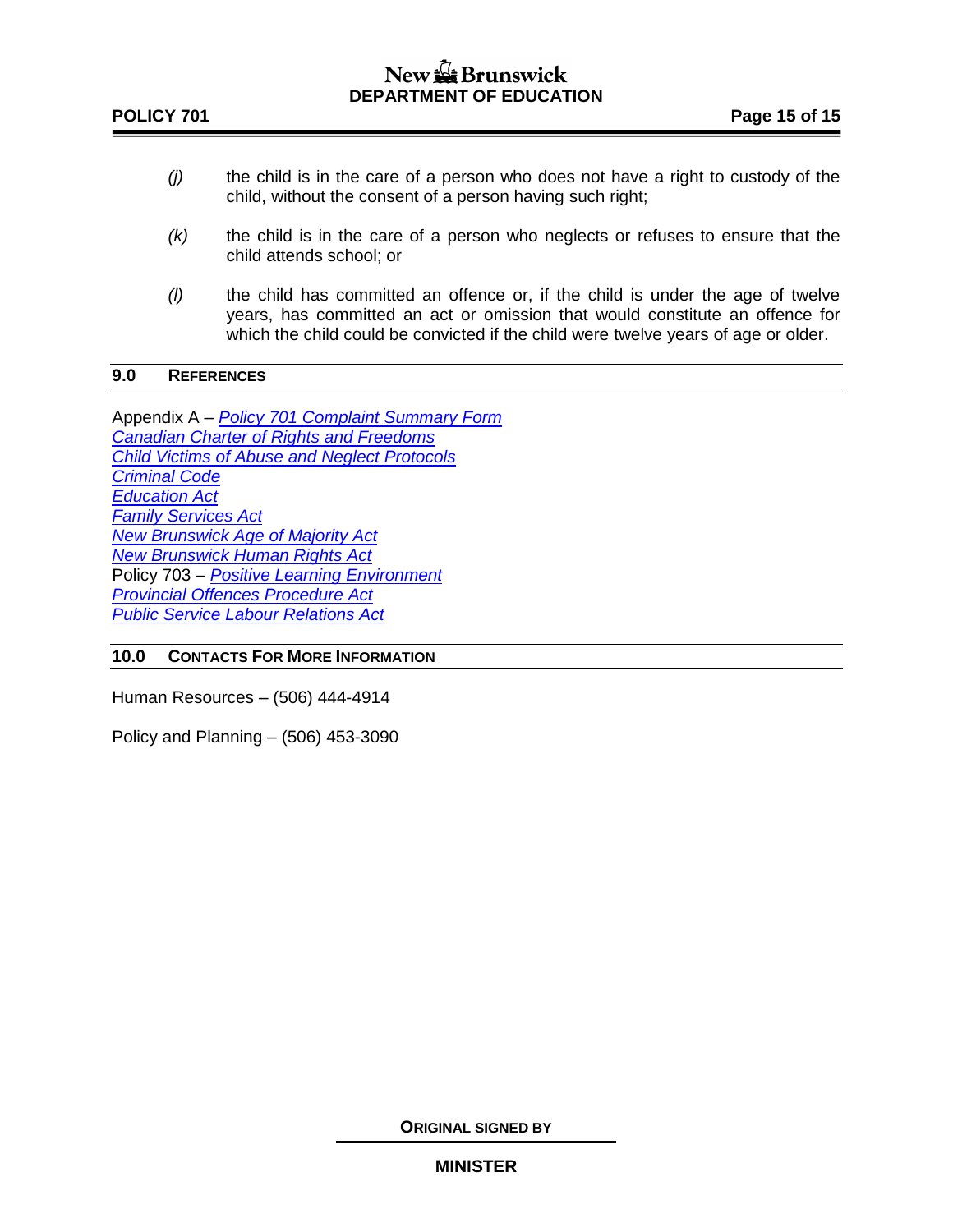*(j)* the child is in the care of a person who does not have a right to custody of the child, without the consent of a person having such right;

*(k)* the child is in the care of a person who neglects or refuses to ensure that the child attends school; or

*(l)* the child has committed an offence or, if the child is under the age of twelve years, has committed an act or omission that would constitute an offence for which the child could be convicted if the child were twelve years of age or older.

## 9.0 REFERENCES

Appendix A – *Policy 701 Complaint Summary Form*
*Canadian Charter of Rights and Freedoms*
*Child Victims of Abuse and Neglect Protocols*
*Criminal Code*
*Education Act*
*Family Services Act*
*New Brunswick Age of Majority Act*
*New Brunswick Human Rights Act*
Policy 703 – *Positive Learning Environment*
*Provincial Offences Procedure Act*
*Public Service Labour Relations Act*

## 10.0 CONTACTS FOR MORE INFORMATION

Human Resources – (506) 444-4914

Policy and Planning – (506) 453-3090

**ORIGINAL SIGNED BY**

**MINISTER**